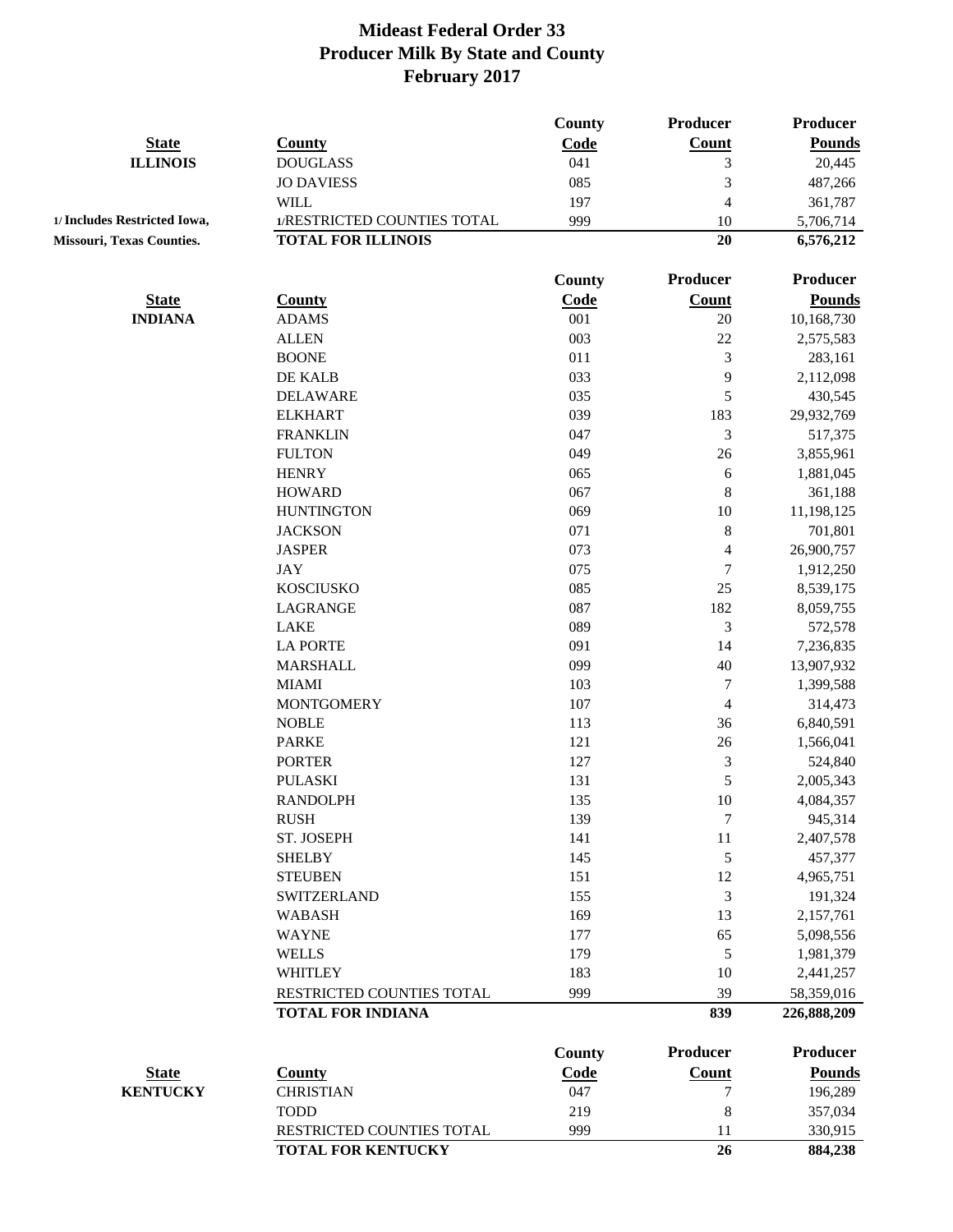# Mideast Federal Order 33
## Producer Milk By State and County
## February 2017

| State | County | County Code | Producer Count | Producer Pounds |
|---|---|---|---|---|
| **ILLINOIS** | DOUGLASS | 041 | 3 | 20,445 |
| | JO DAVIESS | 085 | 3 | 487,266 |
| | WILL | 197 | 4 | 361,787 |
| 1/ Includes Restricted Iowa, | 1/RESTRICTED COUNTIES TOTAL | 999 | 10 | 5,706,714 |
| Missouri, Texas Counties. | **TOTAL FOR ILLINOIS** | | **20** | **6,576,212** |

| State | County | County Code | Producer Count | Producer Pounds |
|---|---|---|---|---|
| **INDIANA** | ADAMS | 001 | 20 | 10,168,730 |
| | ALLEN | 003 | 22 | 2,575,583 |
| | BOONE | 011 | 3 | 283,161 |
| | DE KALB | 033 | 9 | 2,112,098 |
| | DELAWARE | 035 | 5 | 430,545 |
| | ELKHART | 039 | 183 | 29,932,769 |
| | FRANKLIN | 047 | 3 | 517,375 |
| | FULTON | 049 | 26 | 3,855,961 |
| | HENRY | 065 | 6 | 1,881,045 |
| | HOWARD | 067 | 8 | 361,188 |
| | HUNTINGTON | 069 | 10 | 11,198,125 |
| | JACKSON | 071 | 8 | 701,801 |
| | JASPER | 073 | 4 | 26,900,757 |
| | JAY | 075 | 7 | 1,912,250 |
| | KOSCIUSKO | 085 | 25 | 8,539,175 |
| | LAGRANGE | 087 | 182 | 8,059,755 |
| | LAKE | 089 | 3 | 572,578 |
| | LA PORTE | 091 | 14 | 7,236,835 |
| | MARSHALL | 099 | 40 | 13,907,932 |
| | MIAMI | 103 | 7 | 1,399,588 |
| | MONTGOMERY | 107 | 4 | 314,473 |
| | NOBLE | 113 | 36 | 6,840,591 |
| | PARKE | 121 | 26 | 1,566,041 |
| | PORTER | 127 | 3 | 524,840 |
| | PULASKI | 131 | 5 | 2,005,343 |
| | RANDOLPH | 135 | 10 | 4,084,357 |
| | RUSH | 139 | 7 | 945,314 |
| | ST. JOSEPH | 141 | 11 | 2,407,578 |
| | SHELBY | 145 | 5 | 457,377 |
| | STEUBEN | 151 | 12 | 4,965,751 |
| | SWITZERLAND | 155 | 3 | 191,324 |
| | WABASH | 169 | 13 | 2,157,761 |
| | WAYNE | 177 | 65 | 5,098,556 |
| | WELLS | 179 | 5 | 1,981,379 |
| | WHITLEY | 183 | 10 | 2,441,257 |
| | RESTRICTED COUNTIES TOTAL | 999 | 39 | 58,359,016 |
| | **TOTAL FOR INDIANA** | | **839** | **226,888,209** |

| State | County | County Code | Producer Count | Producer Pounds |
|---|---|---|---|---|
| **KENTUCKY** | CHRISTIAN | 047 | 7 | 196,289 |
| | TODD | 219 | 8 | 357,034 |
| | RESTRICTED COUNTIES TOTAL | 999 | 11 | 330,915 |
| | **TOTAL FOR KENTUCKY** | | **26** | **884,238** |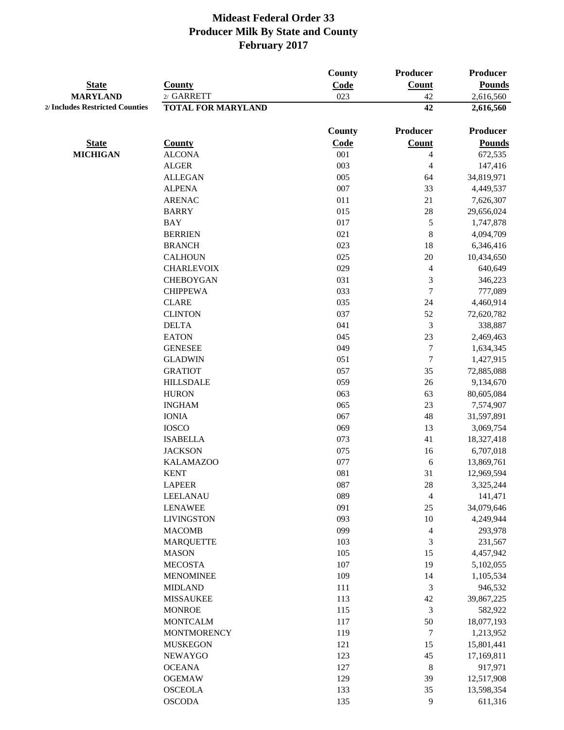# Mideast Federal Order 33
## Producer Milk By State and County
## February 2017

| State | County | County Code | Producer Count | Producer Pounds |
|---|---|---|---|---|
| MARYLAND | 2/ GARRETT | 023 | 42 | 2,616,560 |
| 2/ Includes Restricted Counties | TOTAL FOR MARYLAND | | 42 | 2,616,560 |

| State | County | County Code | Producer Count | Producer Pounds |
|---|---|---|---|---|
| MICHIGAN | ALCONA | 001 | 4 | 672,535 |
| | ALGER | 003 | 4 | 147,416 |
| | ALLEGAN | 005 | 64 | 34,819,971 |
| | ALPENA | 007 | 33 | 4,449,537 |
| | ARENAC | 011 | 21 | 7,626,307 |
| | BARRY | 015 | 28 | 29,656,024 |
| | BAY | 017 | 5 | 1,747,878 |
| | BERRIEN | 021 | 8 | 4,094,709 |
| | BRANCH | 023 | 18 | 6,346,416 |
| | CALHOUN | 025 | 20 | 10,434,650 |
| | CHARLEVOIX | 029 | 4 | 640,649 |
| | CHEBOYGAN | 031 | 3 | 346,223 |
| | CHIPPEWA | 033 | 7 | 777,089 |
| | CLARE | 035 | 24 | 4,460,914 |
| | CLINTON | 037 | 52 | 72,620,782 |
| | DELTA | 041 | 3 | 338,887 |
| | EATON | 045 | 23 | 2,469,463 |
| | GENESEE | 049 | 7 | 1,634,345 |
| | GLADWIN | 051 | 7 | 1,427,915 |
| | GRATIOT | 057 | 35 | 72,885,088 |
| | HILLSDALE | 059 | 26 | 9,134,670 |
| | HURON | 063 | 63 | 80,605,084 |
| | INGHAM | 065 | 23 | 7,574,907 |
| | IONIA | 067 | 48 | 31,597,891 |
| | IOSCO | 069 | 13 | 3,069,754 |
| | ISABELLA | 073 | 41 | 18,327,418 |
| | JACKSON | 075 | 16 | 6,707,018 |
| | KALAMAZOO | 077 | 6 | 13,869,761 |
| | KENT | 081 | 31 | 12,969,594 |
| | LAPEER | 087 | 28 | 3,325,244 |
| | LEELANAU | 089 | 4 | 141,471 |
| | LENAWEE | 091 | 25 | 34,079,646 |
| | LIVINGSTON | 093 | 10 | 4,249,944 |
| | MACOMB | 099 | 4 | 293,978 |
| | MARQUETTE | 103 | 3 | 231,567 |
| | MASON | 105 | 15 | 4,457,942 |
| | MECOSTA | 107 | 19 | 5,102,055 |
| | MENOMINEE | 109 | 14 | 1,105,534 |
| | MIDLAND | 111 | 3 | 946,532 |
| | MISSAUKEE | 113 | 42 | 39,867,225 |
| | MONROE | 115 | 3 | 582,922 |
| | MONTCALM | 117 | 50 | 18,077,193 |
| | MONTMORENCY | 119 | 7 | 1,213,952 |
| | MUSKEGON | 121 | 15 | 15,801,441 |
| | NEWAYGO | 123 | 45 | 17,169,811 |
| | OCEANA | 127 | 8 | 917,971 |
| | OGEMAW | 129 | 39 | 12,517,908 |
| | OSCEOLA | 133 | 35 | 13,598,354 |
| | OSCODA | 135 | 9 | 611,316 |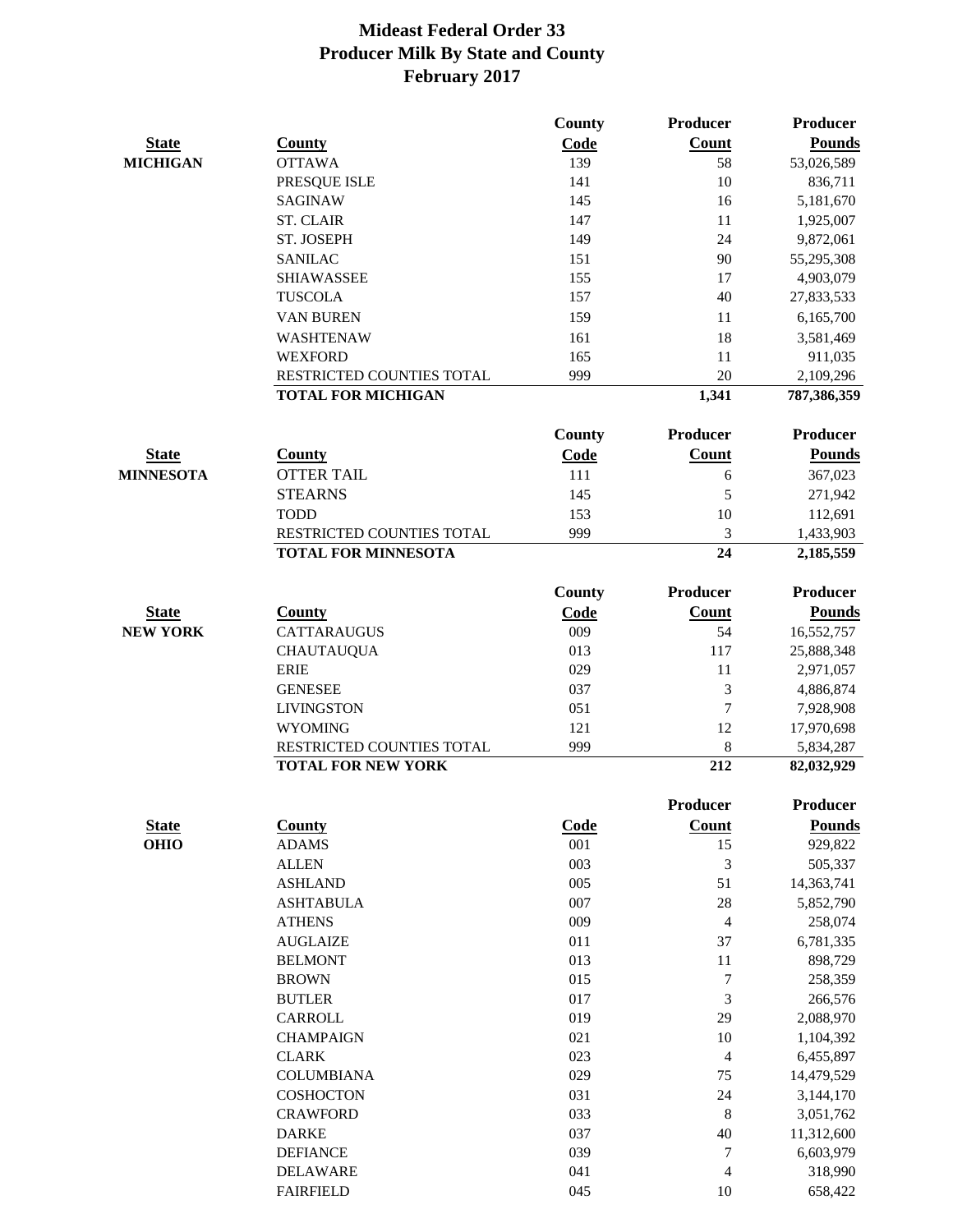# Mideast Federal Order 33
## Producer Milk By State and County
## February 2017

| State | County | County Code | Producer Count | Producer Pounds |
|---|---|---|---|---|
| MICHIGAN | OTTAWA | 139 | 58 | 53,026,589 |
| | PRESQUE ISLE | 141 | 10 | 836,711 |
| | SAGINAW | 145 | 16 | 5,181,670 |
| | ST. CLAIR | 147 | 11 | 1,925,007 |
| | ST. JOSEPH | 149 | 24 | 9,872,061 |
| | SANILAC | 151 | 90 | 55,295,308 |
| | SHIAWASSEE | 155 | 17 | 4,903,079 |
| | TUSCOLA | 157 | 40 | 27,833,533 |
| | VAN BUREN | 159 | 11 | 6,165,700 |
| | WASHTENAW | 161 | 18 | 3,581,469 |
| | WEXFORD | 165 | 11 | 911,035 |
| | RESTRICTED COUNTIES TOTAL | 999 | 20 | 2,109,296 |
| | **TOTAL FOR MICHIGAN** | | **1,341** | **787,386,359** |

| State | County | County Code | Producer Count | Producer Pounds |
|---|---|---|---|---|
| MINNESOTA | OTTER TAIL | 111 | 6 | 367,023 |
| | STEARNS | 145 | 5 | 271,942 |
| | TODD | 153 | 10 | 112,691 |
| | RESTRICTED COUNTIES TOTAL | 999 | 3 | 1,433,903 |
| | **TOTAL FOR MINNESOTA** | | **24** | **2,185,559** |

| State | County | County Code | Producer Count | Producer Pounds |
|---|---|---|---|---|
| NEW YORK | CATTARAUGUS | 009 | 54 | 16,552,757 |
| | CHAUTAUQUA | 013 | 117 | 25,888,348 |
| | ERIE | 029 | 11 | 2,971,057 |
| | GENESEE | 037 | 3 | 4,886,874 |
| | LIVINGSTON | 051 | 7 | 7,928,908 |
| | WYOMING | 121 | 12 | 17,970,698 |
| | RESTRICTED COUNTIES TOTAL | 999 | 8 | 5,834,287 |
| | **TOTAL FOR NEW YORK** | | **212** | **82,032,929** |

| State | County | Code | Producer Count | Producer Pounds |
|---|---|---|---|---|
| OHIO | ADAMS | 001 | 15 | 929,822 |
| | ALLEN | 003 | 3 | 505,337 |
| | ASHLAND | 005 | 51 | 14,363,741 |
| | ASHTABULA | 007 | 28 | 5,852,790 |
| | ATHENS | 009 | 4 | 258,074 |
| | AUGLAIZE | 011 | 37 | 6,781,335 |
| | BELMONT | 013 | 11 | 898,729 |
| | BROWN | 015 | 7 | 258,359 |
| | BUTLER | 017 | 3 | 266,576 |
| | CARROLL | 019 | 29 | 2,088,970 |
| | CHAMPAIGN | 021 | 10 | 1,104,392 |
| | CLARK | 023 | 4 | 6,455,897 |
| | COLUMBIANA | 029 | 75 | 14,479,529 |
| | COSHOCTON | 031 | 24 | 3,144,170 |
| | CRAWFORD | 033 | 8 | 3,051,762 |
| | DARKE | 037 | 40 | 11,312,600 |
| | DEFIANCE | 039 | 7 | 6,603,979 |
| | DELAWARE | 041 | 4 | 318,990 |
| | FAIRFIELD | 045 | 10 | 658,422 |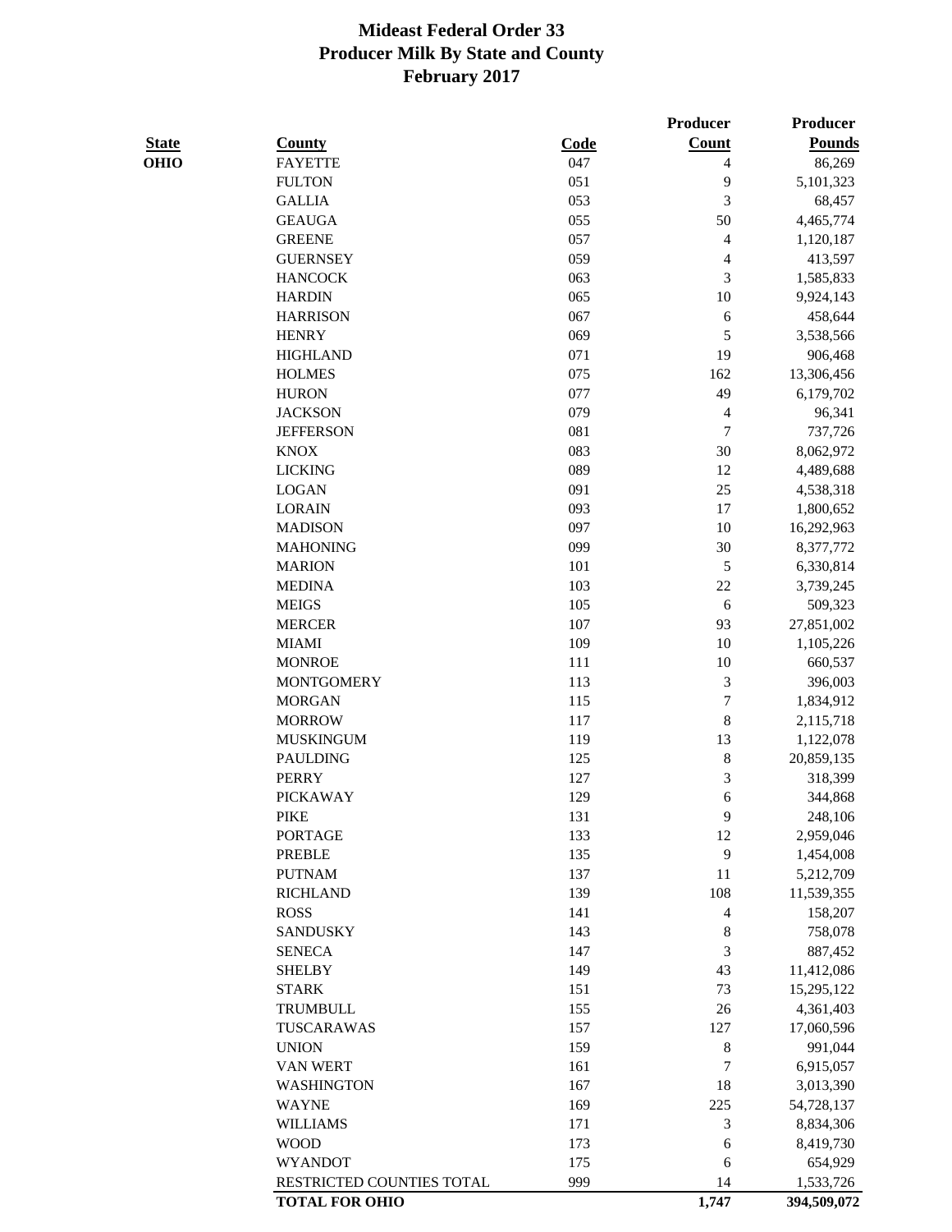# Mideast Federal Order 33
## Producer Milk By State and County
## February 2017

| State | County | Code | Producer Count | Producer Pounds |
|---|---|---|---|---|
| OHIO | FAYETTE | 047 | 4 | 86,269 |
| | FULTON | 051 | 9 | 5,101,323 |
| | GALLIA | 053 | 3 | 68,457 |
| | GEAUGA | 055 | 50 | 4,465,774 |
| | GREENE | 057 | 4 | 1,120,187 |
| | GUERNSEY | 059 | 4 | 413,597 |
| | HANCOCK | 063 | 3 | 1,585,833 |
| | HARDIN | 065 | 10 | 9,924,143 |
| | HARRISON | 067 | 6 | 458,644 |
| | HENRY | 069 | 5 | 3,538,566 |
| | HIGHLAND | 071 | 19 | 906,468 |
| | HOLMES | 075 | 162 | 13,306,456 |
| | HURON | 077 | 49 | 6,179,702 |
| | JACKSON | 079 | 4 | 96,341 |
| | JEFFERSON | 081 | 7 | 737,726 |
| | KNOX | 083 | 30 | 8,062,972 |
| | LICKING | 089 | 12 | 4,489,688 |
| | LOGAN | 091 | 25 | 4,538,318 |
| | LORAIN | 093 | 17 | 1,800,652 |
| | MADISON | 097 | 10 | 16,292,963 |
| | MAHONING | 099 | 30 | 8,377,772 |
| | MARION | 101 | 5 | 6,330,814 |
| | MEDINA | 103 | 22 | 3,739,245 |
| | MEIGS | 105 | 6 | 509,323 |
| | MERCER | 107 | 93 | 27,851,002 |
| | MIAMI | 109 | 10 | 1,105,226 |
| | MONROE | 111 | 10 | 660,537 |
| | MONTGOMERY | 113 | 3 | 396,003 |
| | MORGAN | 115 | 7 | 1,834,912 |
| | MORROW | 117 | 8 | 2,115,718 |
| | MUSKINGUM | 119 | 13 | 1,122,078 |
| | PAULDING | 125 | 8 | 20,859,135 |
| | PERRY | 127 | 3 | 318,399 |
| | PICKAWAY | 129 | 6 | 344,868 |
| | PIKE | 131 | 9 | 248,106 |
| | PORTAGE | 133 | 12 | 2,959,046 |
| | PREBLE | 135 | 9 | 1,454,008 |
| | PUTNAM | 137 | 11 | 5,212,709 |
| | RICHLAND | 139 | 108 | 11,539,355 |
| | ROSS | 141 | 4 | 158,207 |
| | SANDUSKY | 143 | 8 | 758,078 |
| | SENECA | 147 | 3 | 887,452 |
| | SHELBY | 149 | 43 | 11,412,086 |
| | STARK | 151 | 73 | 15,295,122 |
| | TRUMBULL | 155 | 26 | 4,361,403 |
| | TUSCARAWAS | 157 | 127 | 17,060,596 |
| | UNION | 159 | 8 | 991,044 |
| | VAN WERT | 161 | 7 | 6,915,057 |
| | WASHINGTON | 167 | 18 | 3,013,390 |
| | WAYNE | 169 | 225 | 54,728,137 |
| | WILLIAMS | 171 | 3 | 8,834,306 |
| | WOOD | 173 | 6 | 8,419,730 |
| | WYANDOT | 175 | 6 | 654,929 |
| | RESTRICTED COUNTIES TOTAL | 999 | 14 | 1,533,726 |
| | **TOTAL FOR OHIO** | | **1,747** | **394,509,072** |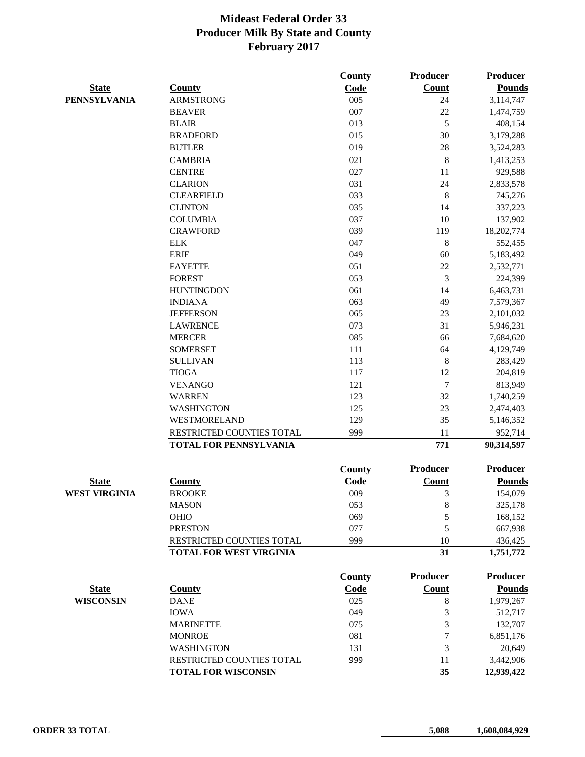# Mideast Federal Order 33
## Producer Milk By State and County
## February 2017

| State | County | County Code | Producer Count | Producer Pounds |
|---|---|---|---|---|
| PENNSYLVANIA | ARMSTRONG | 005 | 24 | 3,114,747 |
| | BEAVER | 007 | 22 | 1,474,759 |
| | BLAIR | 013 | 5 | 408,154 |
| | BRADFORD | 015 | 30 | 3,179,288 |
| | BUTLER | 019 | 28 | 3,524,283 |
| | CAMBRIA | 021 | 8 | 1,413,253 |
| | CENTRE | 027 | 11 | 929,588 |
| | CLARION | 031 | 24 | 2,833,578 |
| | CLEARFIELD | 033 | 8 | 745,276 |
| | CLINTON | 035 | 14 | 337,223 |
| | COLUMBIA | 037 | 10 | 137,902 |
| | CRAWFORD | 039 | 119 | 18,202,774 |
| | ELK | 047 | 8 | 552,455 |
| | ERIE | 049 | 60 | 5,183,492 |
| | FAYETTE | 051 | 22 | 2,532,771 |
| | FOREST | 053 | 3 | 224,399 |
| | HUNTINGDON | 061 | 14 | 6,463,731 |
| | INDIANA | 063 | 49 | 7,579,367 |
| | JEFFERSON | 065 | 23 | 2,101,032 |
| | LAWRENCE | 073 | 31 | 5,946,231 |
| | MERCER | 085 | 66 | 7,684,620 |
| | SOMERSET | 111 | 64 | 4,129,749 |
| | SULLIVAN | 113 | 8 | 283,429 |
| | TIOGA | 117 | 12 | 204,819 |
| | VENANGO | 121 | 7 | 813,949 |
| | WARREN | 123 | 32 | 1,740,259 |
| | WASHINGTON | 125 | 23 | 2,474,403 |
| | WESTMORELAND | 129 | 35 | 5,146,352 |
| | RESTRICTED COUNTIES TOTAL | 999 | 11 | 952,714 |
| | **TOTAL FOR PENNSYLVANIA** | | **771** | **90,314,597** |

| State | County | County Code | Producer Count | Producer Pounds |
|---|---|---|---|---|
| WEST VIRGINIA | BROOKE | 009 | 3 | 154,079 |
| | MASON | 053 | 8 | 325,178 |
| | OHIO | 069 | 5 | 168,152 |
| | PRESTON | 077 | 5 | 667,938 |
| | RESTRICTED COUNTIES TOTAL | 999 | 10 | 436,425 |
| | **TOTAL FOR WEST VIRGINIA** | | **31** | **1,751,772** |

| State | County | County Code | Producer Count | Producer Pounds |
|---|---|---|---|---|
| WISCONSIN | DANE | 025 | 8 | 1,979,267 |
| | IOWA | 049 | 3 | 512,717 |
| | MARINETTE | 075 | 3 | 132,707 |
| | MONROE | 081 | 7 | 6,851,176 |
| | WASHINGTON | 131 | 3 | 20,649 |
| | RESTRICTED COUNTIES TOTAL | 999 | 11 | 3,442,906 |
| | **TOTAL FOR WISCONSIN** | | **35** | **12,939,422** |

| | | | | |
|---|---|---|---|---|
| **ORDER 33 TOTAL** | | | **5,088** | **1,608,084,929** |